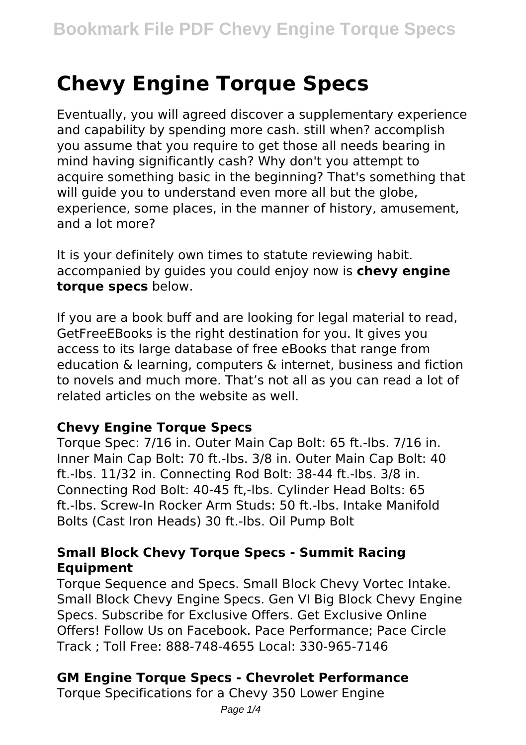# Chevy Engine Torque Specs

Eventually, you will agreed discover a supplementary experience and capability by spending more cash. still when? accomplish you assume that you require to get those all needs bearing in mind having significantly cash? Why don't you attempt to acquire something basic in the beginning? That's something that will guide you to understand even more all but the globe, experience, some places, in the manner of history, amusement, and a lot more?

It is your definitely own times to statute reviewing habit. accompanied by guides you could enjoy now is **chevy engine torque specs** below.

If you are a book buff and are looking for legal material to read, GetFreeEBooks is the right destination for you. It gives you access to its large database of free eBooks that range from education & learning, computers & internet, business and fiction to novels and much more. That's not all as you can read a lot of related articles on the website as well.

### Chevy Engine Torque Specs

Torque Spec: 7/16 in. Outer Main Cap Bolt: 65 ft.-lbs. 7/16 in. Inner Main Cap Bolt: 70 ft.-lbs. 3/8 in. Outer Main Cap Bolt: 40 ft.-lbs. 11/32 in. Connecting Rod Bolt: 38-44 ft.-lbs. 3/8 in. Connecting Rod Bolt: 40-45 ft,-lbs. Cylinder Head Bolts: 65 ft.-lbs. Screw-In Rocker Arm Studs: 50 ft.-lbs. Intake Manifold Bolts (Cast Iron Heads) 30 ft.-lbs. Oil Pump Bolt

### Small Block Chevy Torque Specs - Summit Racing Equipment

Torque Sequence and Specs. Small Block Chevy Vortec Intake. Small Block Chevy Engine Specs. Gen VI Big Block Chevy Engine Specs. Subscribe for Exclusive Offers. Get Exclusive Online Offers! Follow Us on Facebook. Pace Performance; Pace Circle Track ; Toll Free: 888-748-4655 Local: 330-965-7146

### GM Engine Torque Specs - Chevrolet Performance

Torque Specifications for a Chevy 350 Lower Engine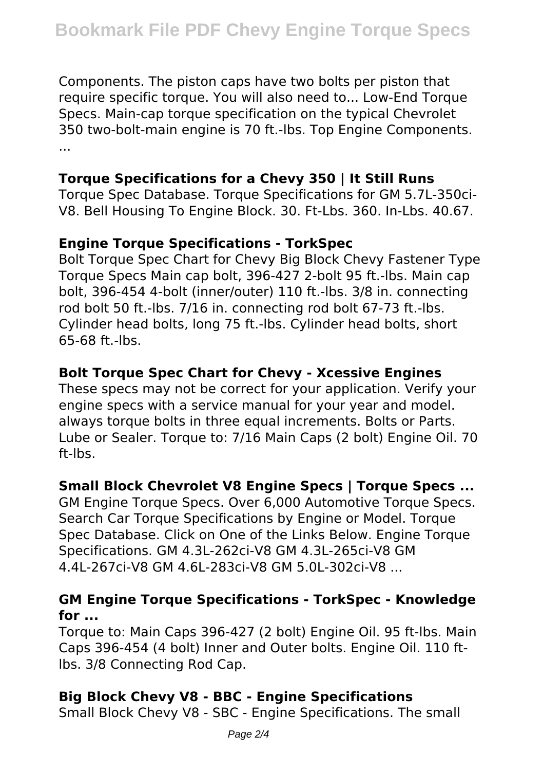Components. The piston caps have two bolts per piston that require specific torque. You will also need to... Low-End Torque Specs. Main-cap torque specification on the typical Chevrolet 350 two-bolt-main engine is 70 ft.-lbs. Top Engine Components. ...

### Torque Specifications for a Chevy 350 | It Still Runs

Torque Spec Database. Torque Specifications for GM 5.7L-350ci-V8. Bell Housing To Engine Block. 30. Ft-Lbs. 360. In-Lbs. 40.67.

### Engine Torque Specifications - TorkSpec

Bolt Torque Spec Chart for Chevy Big Block Chevy Fastener Type Torque Specs Main cap bolt, 396-427 2-bolt 95 ft.-lbs. Main cap bolt, 396-454 4-bolt (inner/outer) 110 ft.-lbs. 3/8 in. connecting rod bolt 50 ft.-lbs. 7/16 in. connecting rod bolt 67-73 ft.-lbs. Cylinder head bolts, long 75 ft.-lbs. Cylinder head bolts, short 65-68 ft.-lbs.

### Bolt Torque Spec Chart for Chevy - Xcessive Engines

These specs may not be correct for your application. Verify your engine specs with a service manual for your year and model. always torque bolts in three equal increments. Bolts or Parts. Lube or Sealer. Torque to: 7/16 Main Caps (2 bolt) Engine Oil. 70 ft-lbs.

### Small Block Chevrolet V8 Engine Specs | Torque Specs ...

GM Engine Torque Specs. Over 6,000 Automotive Torque Specs. Search Car Torque Specifications by Engine or Model. Torque Spec Database. Click on One of the Links Below. Engine Torque Specifications. GM 4.3L-262ci-V8 GM 4.3L-265ci-V8 GM 4.4L-267ci-V8 GM 4.6L-283ci-V8 GM 5.0L-302ci-V8 ...

### GM Engine Torque Specifications - TorkSpec - Knowledge for ...

Torque to: Main Caps 396-427 (2 bolt) Engine Oil. 95 ft-lbs. Main Caps 396-454 (4 bolt) Inner and Outer bolts. Engine Oil. 110 ft-lbs. 3/8 Connecting Rod Cap.

### Big Block Chevy V8 - BBC - Engine Specifications

Small Block Chevy V8 - SBC - Engine Specifications. The small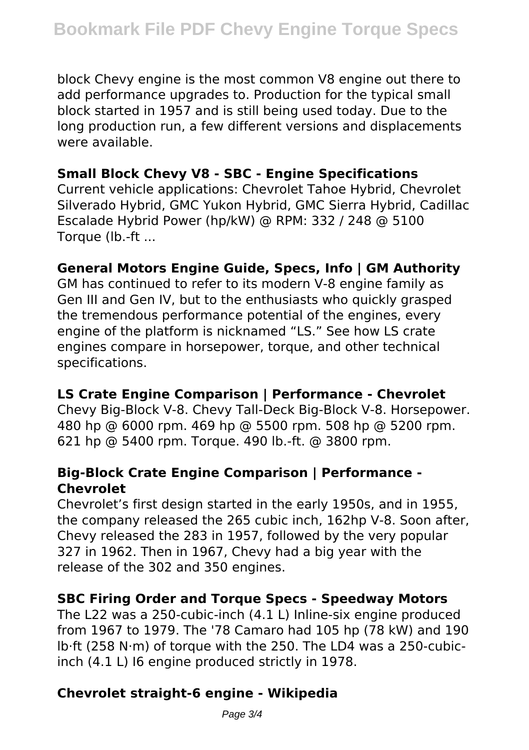block Chevy engine is the most common V8 engine out there to add performance upgrades to. Production for the typical small block started in 1957 and is still being used today. Due to the long production run, a few different versions and displacements were available.

**Small Block Chevy V8 - SBC - Engine Specifications**

Current vehicle applications: Chevrolet Tahoe Hybrid, Chevrolet Silverado Hybrid, GMC Yukon Hybrid, GMC Sierra Hybrid, Cadillac Escalade Hybrid Power (hp/kW) @ RPM: 332 / 248 @ 5100 Torque (lb.-ft ...

**General Motors Engine Guide, Specs, Info | GM Authority**

GM has continued to refer to its modern V-8 engine family as Gen III and Gen IV, but to the enthusiasts who quickly grasped the tremendous performance potential of the engines, every engine of the platform is nicknamed "LS." See how LS crate engines compare in horsepower, torque, and other technical specifications.

**LS Crate Engine Comparison | Performance - Chevrolet**

Chevy Big-Block V-8. Chevy Tall-Deck Big-Block V-8. Horsepower. 480 hp @ 6000 rpm. 469 hp @ 5500 rpm. 508 hp @ 5200 rpm. 621 hp @ 5400 rpm. Torque. 490 lb.-ft. @ 3800 rpm.

**Big-Block Crate Engine Comparison | Performance - Chevrolet**

Chevrolet's first design started in the early 1950s, and in 1955, the company released the 265 cubic inch, 162hp V-8. Soon after, Chevy released the 283 in 1957, followed by the very popular 327 in 1962. Then in 1967, Chevy had a big year with the release of the 302 and 350 engines.

**SBC Firing Order and Torque Specs - Speedway Motors**

The L22 was a 250-cubic-inch (4.1 L) Inline-six engine produced from 1967 to 1979. The '78 Camaro had 105 hp (78 kW) and 190 lb·ft (258 N·m) of torque with the 250. The LD4 was a 250-cubic-inch (4.1 L) I6 engine produced strictly in 1978.

**Chevrolet straight-6 engine - Wikipedia**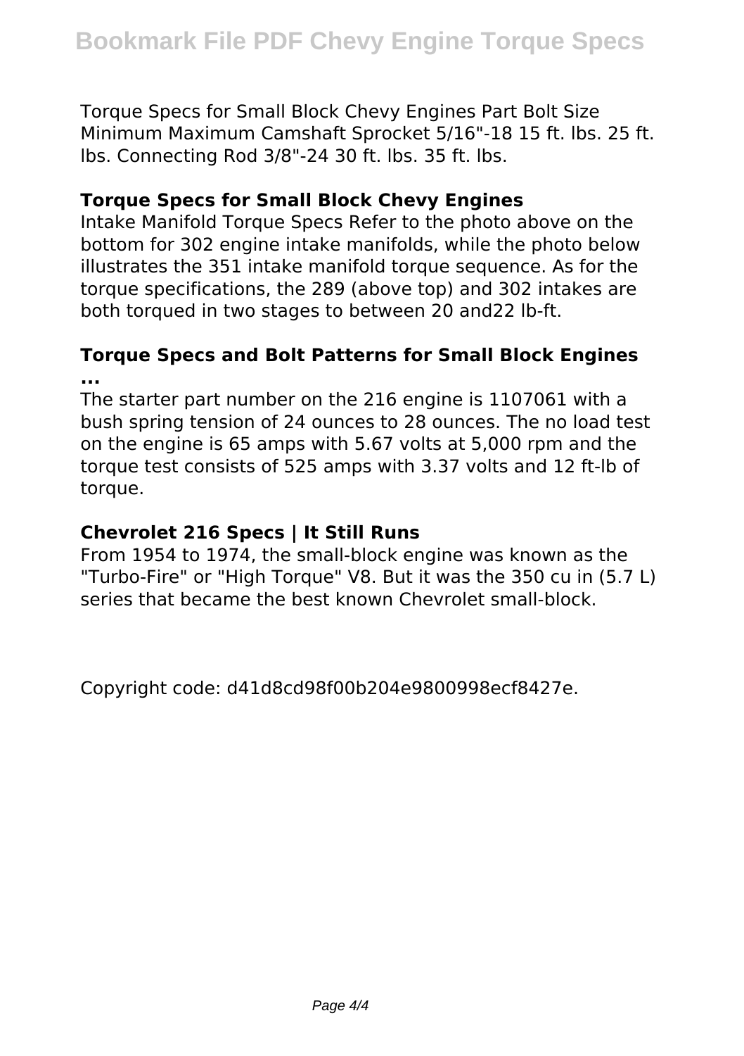Torque Specs for Small Block Chevy Engines Part Bolt Size Minimum Maximum Camshaft Sprocket 5/16"-18 15 ft. lbs. 25 ft. lbs. Connecting Rod 3/8"-24 30 ft. lbs. 35 ft. lbs.

### Torque Specs for Small Block Chevy Engines

Intake Manifold Torque Specs Refer to the photo above on the bottom for 302 engine intake manifolds, while the photo below illustrates the 351 intake manifold torque sequence. As for the torque specifications, the 289 (above top) and 302 intakes are both torqued in two stages to between 20 and22 lb-ft.

### Torque Specs and Bolt Patterns for Small Block Engines ...

The starter part number on the 216 engine is 1107061 with a bush spring tension of 24 ounces to 28 ounces. The no load test on the engine is 65 amps with 5.67 volts at 5,000 rpm and the torque test consists of 525 amps with 3.37 volts and 12 ft-lb of torque.

### Chevrolet 216 Specs | It Still Runs

From 1954 to 1974, the small-block engine was known as the "Turbo-Fire" or "High Torque" V8. But it was the 350 cu in (5.7 L) series that became the best known Chevrolet small-block.

Copyright code: d41d8cd98f00b204e9800998ecf8427e.